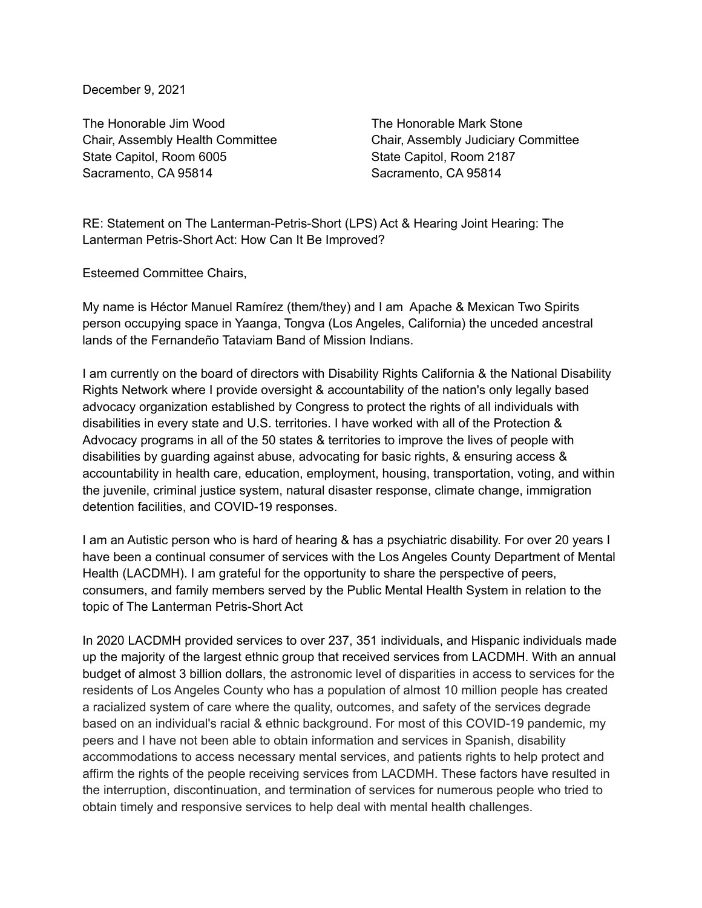December 9, 2021

The Honorable Jim Wood
Chair, Assembly Health Committee
State Capitol, Room 6005
Sacramento, CA 95814

The Honorable Mark Stone
Chair, Assembly Judiciary Committee
State Capitol, Room 2187
Sacramento, CA 95814

RE: Statement on The Lanterman-Petris-Short (LPS) Act & Hearing Joint Hearing: The Lanterman Petris-Short Act: How Can It Be Improved?

Esteemed Committee Chairs,

My name is Héctor Manuel Ramírez (them/they) and I am Apache & Mexican Two Spirits person occupying space in Yaanga, Tongva (Los Angeles, California) the unceded ancestral lands of the Fernandeño Tataviam Band of Mission Indians.

I am currently on the board of directors with Disability Rights California & the National Disability Rights Network where I provide oversight & accountability of the nation's only legally based advocacy organization established by Congress to protect the rights of all individuals with disabilities in every state and U.S. territories. I have worked with all of the Protection & Advocacy programs in all of the 50 states & territories to improve the lives of people with disabilities by guarding against abuse, advocating for basic rights, & ensuring access & accountability in health care, education, employment, housing, transportation, voting, and within the juvenile, criminal justice system, natural disaster response, climate change, immigration detention facilities, and COVID-19 responses.

I am an Autistic person who is hard of hearing & has a psychiatric disability. For over 20 years I have been a continual consumer of services with the Los Angeles County Department of Mental Health (LACDMH). I am grateful for the opportunity to share the perspective of peers, consumers, and family members served by the Public Mental Health System in relation to the topic of The Lanterman Petris-Short Act

In 2020 LACDMH provided services to over 237, 351 individuals, and Hispanic individuals made up the majority of the largest ethnic group that received services from LACDMH. With an annual budget of almost 3 billion dollars, the astronomic level of disparities in access to services for the residents of Los Angeles County who has a population of almost 10 million people has created a racialized system of care where the quality, outcomes, and safety of the services degrade based on an individual's racial & ethnic background. For most of this COVID-19 pandemic, my peers and I have not been able to obtain information and services in Spanish, disability accommodations to access necessary mental services, and patients rights to help protect and affirm the rights of the people receiving services from LACDMH. These factors have resulted in the interruption, discontinuation, and termination of services for numerous people who tried to obtain timely and responsive services to help deal with mental health challenges.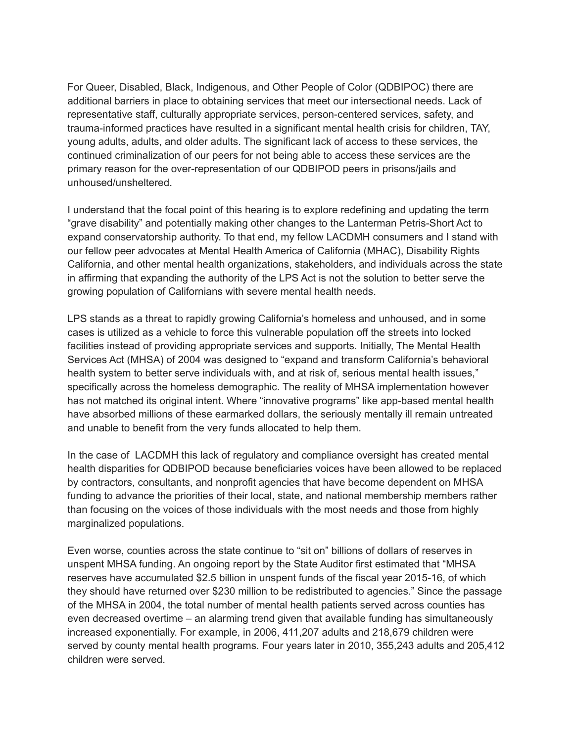For Queer, Disabled, Black, Indigenous, and Other People of Color (QDBIPOC) there are additional barriers in place to obtaining services that meet our intersectional needs. Lack of representative staff, culturally appropriate services, person-centered services, safety, and trauma-informed practices have resulted in a significant mental health crisis for children, TAY, young adults, adults, and older adults. The significant lack of access to these services, the continued criminalization of our peers for not being able to access these services are the primary reason for the over-representation of our QDBIPOD peers in prisons/jails and unhoused/unsheltered.

I understand that the focal point of this hearing is to explore redefining and updating the term "grave disability" and potentially making other changes to the Lanterman Petris-Short Act to expand conservatorship authority. To that end, my fellow LACDMH consumers and I stand with our fellow peer advocates at Mental Health America of California (MHAC), Disability Rights California, and other mental health organizations, stakeholders, and individuals across the state in affirming that expanding the authority of the LPS Act is not the solution to better serve the growing population of Californians with severe mental health needs.

LPS stands as a threat to rapidly growing California's homeless and unhoused, and in some cases is utilized as a vehicle to force this vulnerable population off the streets into locked facilities instead of providing appropriate services and supports. Initially, The Mental Health Services Act (MHSA) of 2004 was designed to "expand and transform California's behavioral health system to better serve individuals with, and at risk of, serious mental health issues," specifically across the homeless demographic. The reality of MHSA implementation however has not matched its original intent. Where "innovative programs" like app-based mental health have absorbed millions of these earmarked dollars, the seriously mentally ill remain untreated and unable to benefit from the very funds allocated to help them.

In the case of LACDMH this lack of regulatory and compliance oversight has created mental health disparities for QDBIPOD because beneficiaries voices have been allowed to be replaced by contractors, consultants, and nonprofit agencies that have become dependent on MHSA funding to advance the priorities of their local, state, and national membership members rather than focusing on the voices of those individuals with the most needs and those from highly marginalized populations.

Even worse, counties across the state continue to "sit on" billions of dollars of reserves in unspent MHSA funding. An ongoing report by the State Auditor first estimated that "MHSA reserves have accumulated $2.5 billion in unspent funds of the fiscal year 2015-16, of which they should have returned over $230 million to be redistributed to agencies." Since the passage of the MHSA in 2004, the total number of mental health patients served across counties has even decreased overtime – an alarming trend given that available funding has simultaneously increased exponentially. For example, in 2006, 411,207 adults and 218,679 children were served by county mental health programs. Four years later in 2010, 355,243 adults and 205,412 children were served.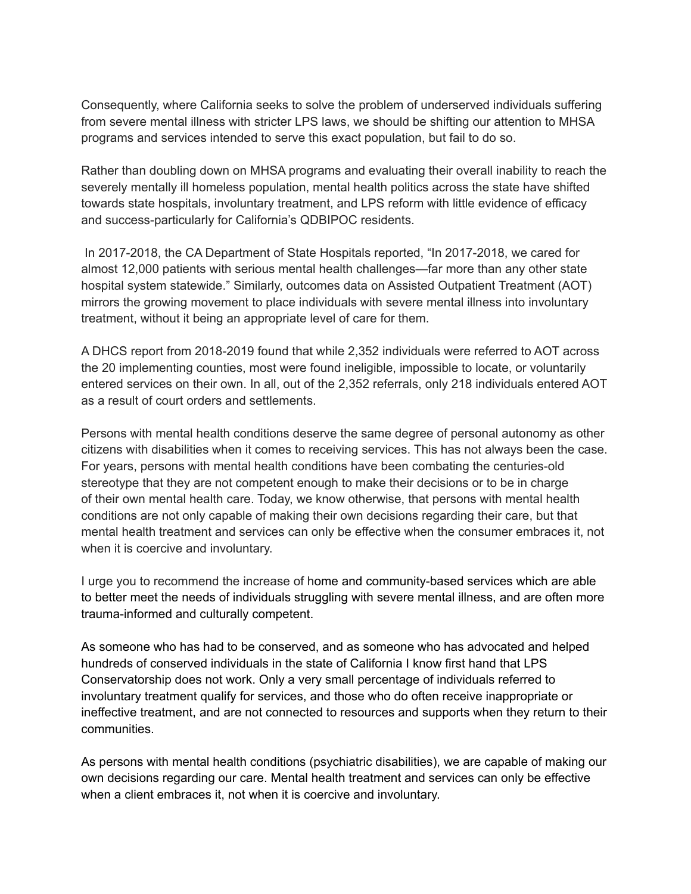Consequently, where California seeks to solve the problem of underserved individuals suffering from severe mental illness with stricter LPS laws, we should be shifting our attention to MHSA programs and services intended to serve this exact population, but fail to do so.

Rather than doubling down on MHSA programs and evaluating their overall inability to reach the severely mentally ill homeless population, mental health politics across the state have shifted towards state hospitals, involuntary treatment, and LPS reform with little evidence of efficacy and success-particularly for California's QDBIPOC residents.

In 2017-2018, the CA Department of State Hospitals reported, "In 2017-2018, we cared for almost 12,000 patients with serious mental health challenges—far more than any other state hospital system statewide." Similarly, outcomes data on Assisted Outpatient Treatment (AOT) mirrors the growing movement to place individuals with severe mental illness into involuntary treatment, without it being an appropriate level of care for them.

A DHCS report from 2018-2019 found that while 2,352 individuals were referred to AOT across the 20 implementing counties, most were found ineligible, impossible to locate, or voluntarily entered services on their own. In all, out of the 2,352 referrals, only 218 individuals entered AOT as a result of court orders and settlements.

Persons with mental health conditions deserve the same degree of personal autonomy as other citizens with disabilities when it comes to receiving services. This has not always been the case. For years, persons with mental health conditions have been combating the centuries-old stereotype that they are not competent enough to make their decisions or to be in charge of their own mental health care. Today, we know otherwise, that persons with mental health conditions are not only capable of making their own decisions regarding their care, but that mental health treatment and services can only be effective when the consumer embraces it, not when it is coercive and involuntary.

I urge you to recommend the increase of home and community-based services which are able to better meet the needs of individuals struggling with severe mental illness, and are often more trauma-informed and culturally competent.

As someone who has had to be conserved, and as someone who has advocated and helped hundreds of conserved individuals in the state of California I know first hand that LPS Conservatorship does not work. Only a very small percentage of individuals referred to involuntary treatment qualify for services, and those who do often receive inappropriate or ineffective treatment, and are not connected to resources and supports when they return to their communities.

As persons with mental health conditions (psychiatric disabilities), we are capable of making our own decisions regarding our care. Mental health treatment and services can only be effective when a client embraces it, not when it is coercive and involuntary.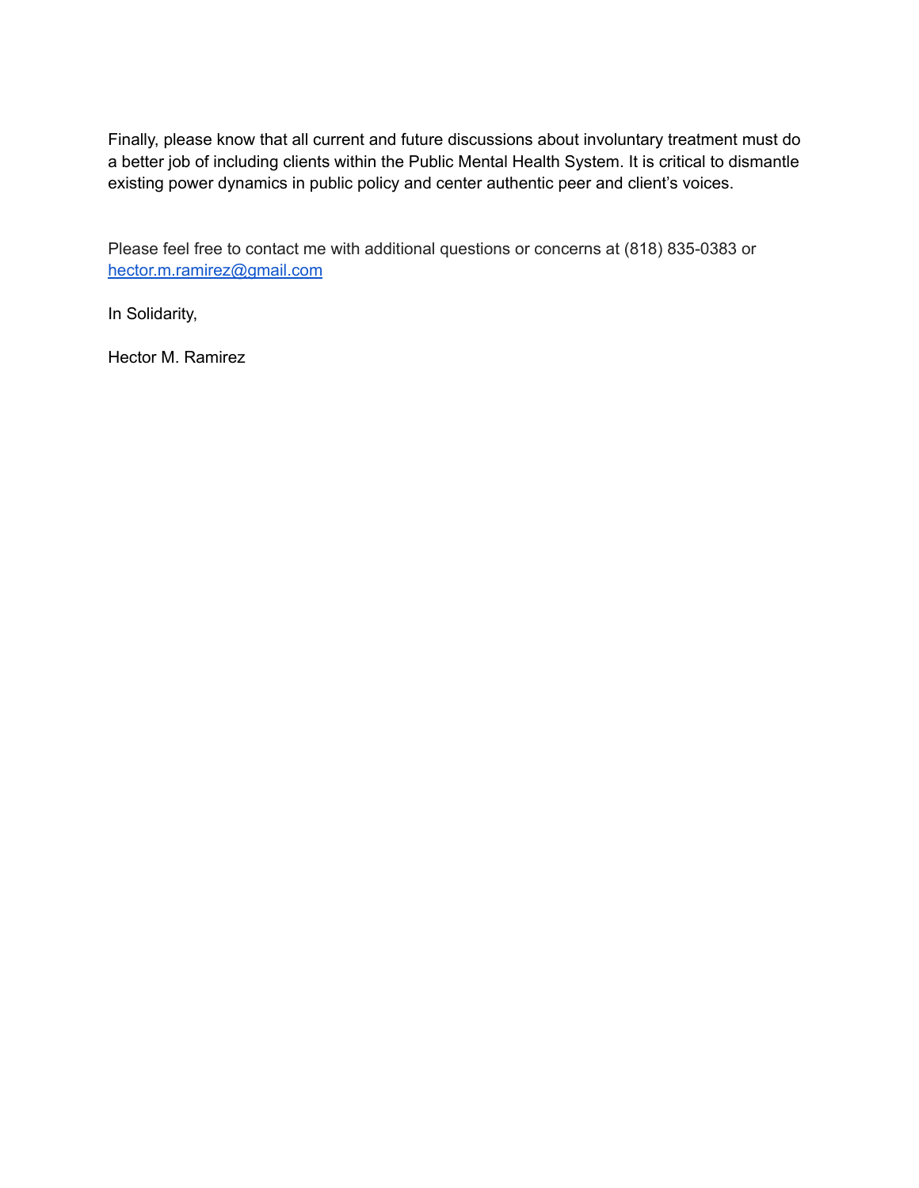Finally, please know that all current and future discussions about involuntary treatment must do a better job of including clients within the Public Mental Health System. It is critical to dismantle existing power dynamics in public policy and center authentic peer and client's voices.

Please feel free to contact me with additional questions or concerns at (818) 835-0383 or [hector.m.ramirez@gmail.com](mailto:hector.m.ramirez@gmail.com)

In Solidarity,

Hector M. Ramirez